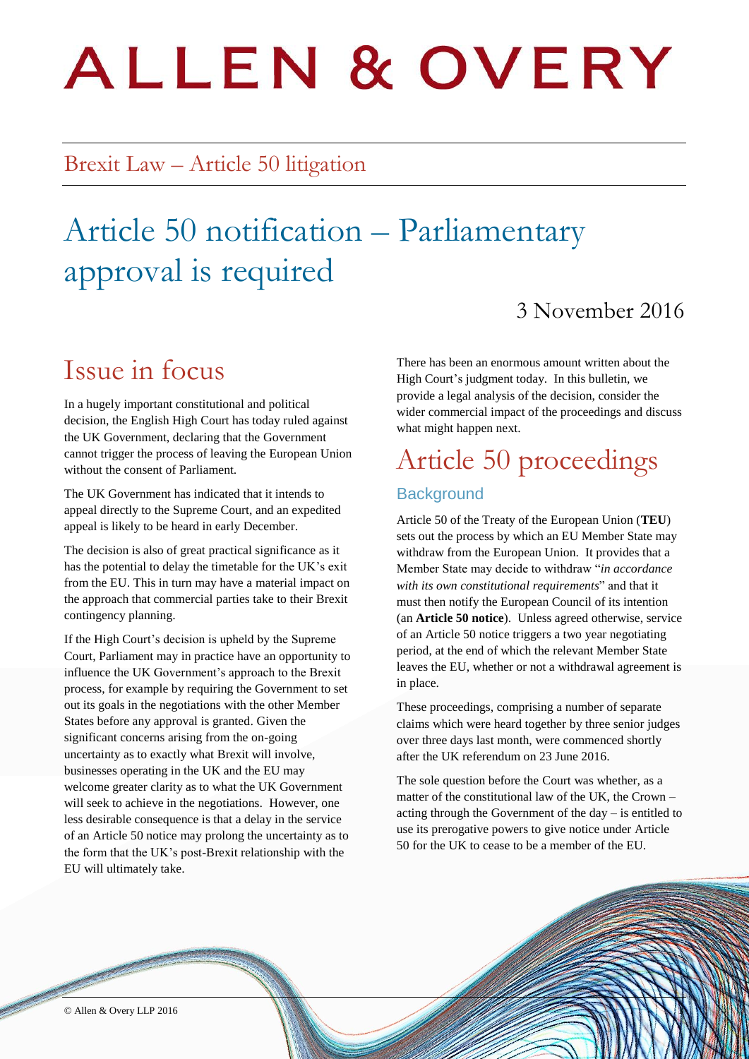# ALLEN & OVERY

Brexit Law – Article 50 litigation

# Article 50 notification – Parliamentary approval is required

3 November 2016

## Issue in focus

In a hugely important constitutional and political decision, the English High Court has today ruled against the UK Government, declaring that the Government cannot trigger the process of leaving the European Union without the consent of Parliament.

The UK Government has indicated that it intends to appeal directly to the Supreme Court, and an expedited appeal is likely to be heard in early December.

The decision is also of great practical significance as it has the potential to delay the timetable for the UK's exit from the EU. This in turn may have a material impact on the approach that commercial parties take to their Brexit contingency planning.

If the High Court's decision is upheld by the Supreme Court, Parliament may in practice have an opportunity to influence the UK Government's approach to the Brexit process, for example by requiring the Government to set out its goals in the negotiations with the other Member States before any approval is granted. Given the significant concerns arising from the on-going uncertainty as to exactly what Brexit will involve, businesses operating in the UK and the EU may welcome greater clarity as to what the UK Government will seek to achieve in the negotiations. However, one less desirable consequence is that a delay in the service of an Article 50 notice may prolong the uncertainty as to the form that the UK's post-Brexit relationship with the EU will ultimately take.

There has been an enormous amount written about the High Court's judgment today. In this bulletin, we provide a legal analysis of the decision, consider the wider commercial impact of the proceedings and discuss what might happen next.

## Article 50 proceedings

### Background

Article 50 of the Treaty of the European Union (**TEU**) sets out the process by which an EU Member State may withdraw from the European Union. It provides that a Member State may decide to withdraw "*in accordance with its own constitutional requirements*" and that it must then notify the European Council of its intention (an **Article 50 notice**). Unless agreed otherwise, service of an Article 50 notice triggers a two year negotiating period, at the end of which the relevant Member State leaves the EU, whether or not a withdrawal agreement is in place.

These proceedings, comprising a number of separate claims which were heard together by three senior judges over three days last month, were commenced shortly after the UK referendum on 23 June 2016.

The sole question before the Court was whether, as a matter of the constitutional law of the UK, the Crown – acting through the Government of the day – is entitled to use its prerogative powers to give notice under Article 50 for the UK to cease to be a member of the EU.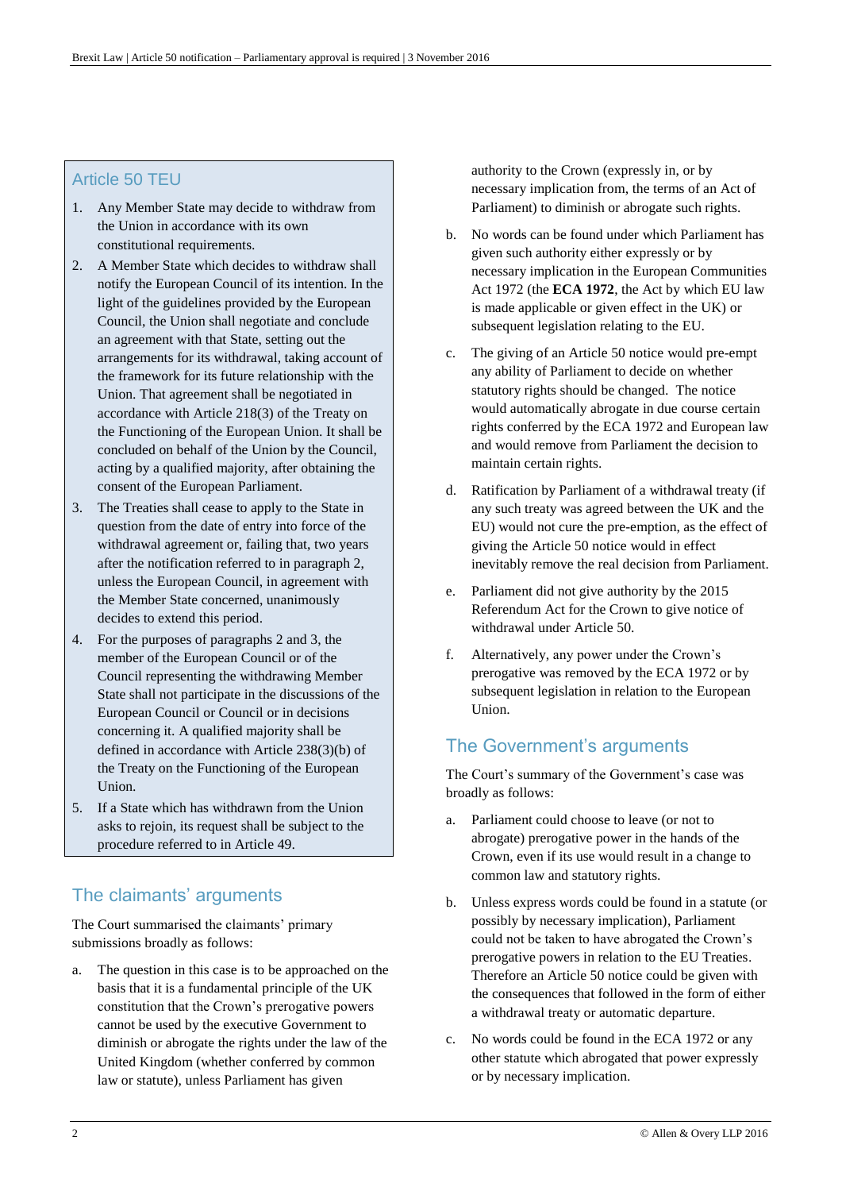## Article 50 TEU

1. Any Member State may decide to withdraw from the Union in accordance with its own constitutional requirements.
2. A Member State which decides to withdraw shall notify the European Council of its intention. In the light of the guidelines provided by the European Council, the Union shall negotiate and conclude an agreement with that State, setting out the arrangements for its withdrawal, taking account of the framework for its future relationship with the Union. That agreement shall be negotiated in accordance with Article 218(3) of the Treaty on the Functioning of the European Union. It shall be concluded on behalf of the Union by the Council, acting by a qualified majority, after obtaining the consent of the European Parliament.
3. The Treaties shall cease to apply to the State in question from the date of entry into force of the withdrawal agreement or, failing that, two years after the notification referred to in paragraph 2, unless the European Council, in agreement with the Member State concerned, unanimously decides to extend this period.
4. For the purposes of paragraphs 2 and 3, the member of the European Council or of the Council representing the withdrawing Member State shall not participate in the discussions of the European Council or Council or in decisions concerning it. A qualified majority shall be defined in accordance with Article 238(3)(b) of the Treaty on the Functioning of the European Union.
5. If a State which has withdrawn from the Union asks to rejoin, its request shall be subject to the procedure referred to in Article 49.

## The claimants' arguments

The Court summarised the claimants' primary submissions broadly as follows:

a. The question in this case is to be approached on the basis that it is a fundamental principle of the UK constitution that the Crown's prerogative powers cannot be used by the executive Government to diminish or abrogate the rights under the law of the United Kingdom (whether conferred by common law or statute), unless Parliament has given authority to the Crown (expressly in, or by necessary implication from, the terms of an Act of Parliament) to diminish or abrogate such rights.

b. No words can be found under which Parliament has given such authority either expressly or by necessary implication in the European Communities Act 1972 (the **ECA 1972**, the Act by which EU law is made applicable or given effect in the UK) or subsequent legislation relating to the EU.

c. The giving of an Article 50 notice would pre-empt any ability of Parliament to decide on whether statutory rights should be changed. The notice would automatically abrogate in due course certain rights conferred by the ECA 1972 and European law and would remove from Parliament the decision to maintain certain rights.

d. Ratification by Parliament of a withdrawal treaty (if any such treaty was agreed between the UK and the EU) would not cure the pre-emption, as the effect of giving the Article 50 notice would in effect inevitably remove the real decision from Parliament.

e. Parliament did not give authority by the 2015 Referendum Act for the Crown to give notice of withdrawal under Article 50.

f. Alternatively, any power under the Crown's prerogative was removed by the ECA 1972 or by subsequent legislation in relation to the European Union.

## The Government's arguments

The Court's summary of the Government's case was broadly as follows:

a. Parliament could choose to leave (or not to abrogate) prerogative power in the hands of the Crown, even if its use would result in a change to common law and statutory rights.

b. Unless express words could be found in a statute (or possibly by necessary implication), Parliament could not be taken to have abrogated the Crown's prerogative powers in relation to the EU Treaties. Therefore an Article 50 notice could be given with the consequences that followed in the form of either a withdrawal treaty or automatic departure.

c. No words could be found in the ECA 1972 or any other statute which abrogated that power expressly or by necessary implication.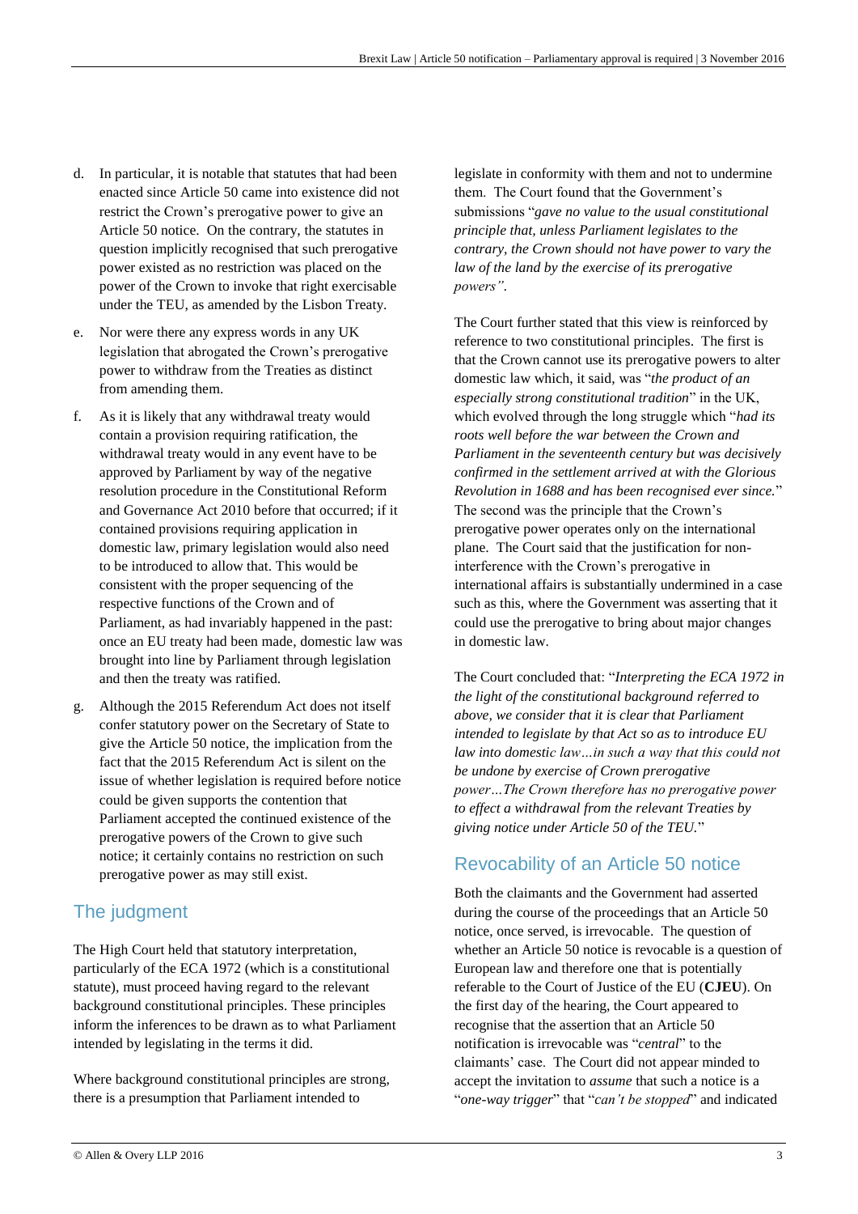d. In particular, it is notable that statutes that had been enacted since Article 50 came into existence did not restrict the Crown's prerogative power to give an Article 50 notice. On the contrary, the statutes in question implicitly recognised that such prerogative power existed as no restriction was placed on the power of the Crown to invoke that right exercisable under the TEU, as amended by the Lisbon Treaty.

e. Nor were there any express words in any UK legislation that abrogated the Crown's prerogative power to withdraw from the Treaties as distinct from amending them.

f. As it is likely that any withdrawal treaty would contain a provision requiring ratification, the withdrawal treaty would in any event have to be approved by Parliament by way of the negative resolution procedure in the Constitutional Reform and Governance Act 2010 before that occurred; if it contained provisions requiring application in domestic law, primary legislation would also need to be introduced to allow that. This would be consistent with the proper sequencing of the respective functions of the Crown and of Parliament, as had invariably happened in the past: once an EU treaty had been made, domestic law was brought into line by Parliament through legislation and then the treaty was ratified.

g. Although the 2015 Referendum Act does not itself confer statutory power on the Secretary of State to give the Article 50 notice, the implication from the fact that the 2015 Referendum Act is silent on the issue of whether legislation is required before notice could be given supports the contention that Parliament accepted the continued existence of the prerogative powers of the Crown to give such notice; it certainly contains no restriction on such prerogative power as may still exist.

## The judgment

The High Court held that statutory interpretation, particularly of the ECA 1972 (which is a constitutional statute), must proceed having regard to the relevant background constitutional principles. These principles inform the inferences to be drawn as to what Parliament intended by legislating in the terms it did.

Where background constitutional principles are strong, there is a presumption that Parliament intended to legislate in conformity with them and not to undermine them. The Court found that the Government's submissions "*gave no value to the usual constitutional principle that, unless Parliament legislates to the contrary, the Crown should not have power to vary the law of the land by the exercise of its prerogative powers"*.

The Court further stated that this view is reinforced by reference to two constitutional principles. The first is that the Crown cannot use its prerogative powers to alter domestic law which, it said, was "*the product of an especially strong constitutional tradition*" in the UK, which evolved through the long struggle which "*had its roots well before the war between the Crown and Parliament in the seventeenth century but was decisively confirmed in the settlement arrived at with the Glorious Revolution in 1688 and has been recognised ever since.*" The second was the principle that the Crown's prerogative power operates only on the international plane. The Court said that the justification for non-interference with the Crown's prerogative in international affairs is substantially undermined in a case such as this, where the Government was asserting that it could use the prerogative to bring about major changes in domestic law.

The Court concluded that: "*Interpreting the ECA 1972 in the light of the constitutional background referred to above, we consider that it is clear that Parliament intended to legislate by that Act so as to introduce EU law into domestic law…in such a way that this could not be undone by exercise of Crown prerogative power…The Crown therefore has no prerogative power to effect a withdrawal from the relevant Treaties by giving notice under Article 50 of the TEU.*"

## Revocability of an Article 50 notice

Both the claimants and the Government had asserted during the course of the proceedings that an Article 50 notice, once served, is irrevocable. The question of whether an Article 50 notice is revocable is a question of European law and therefore one that is potentially referable to the Court of Justice of the EU (**CJEU**). On the first day of the hearing, the Court appeared to recognise that the assertion that an Article 50 notification is irrevocable was "*central*" to the claimants' case. The Court did not appear minded to accept the invitation to *assume* that such a notice is a "*one-way trigger*" that "*can't be stopped*" and indicated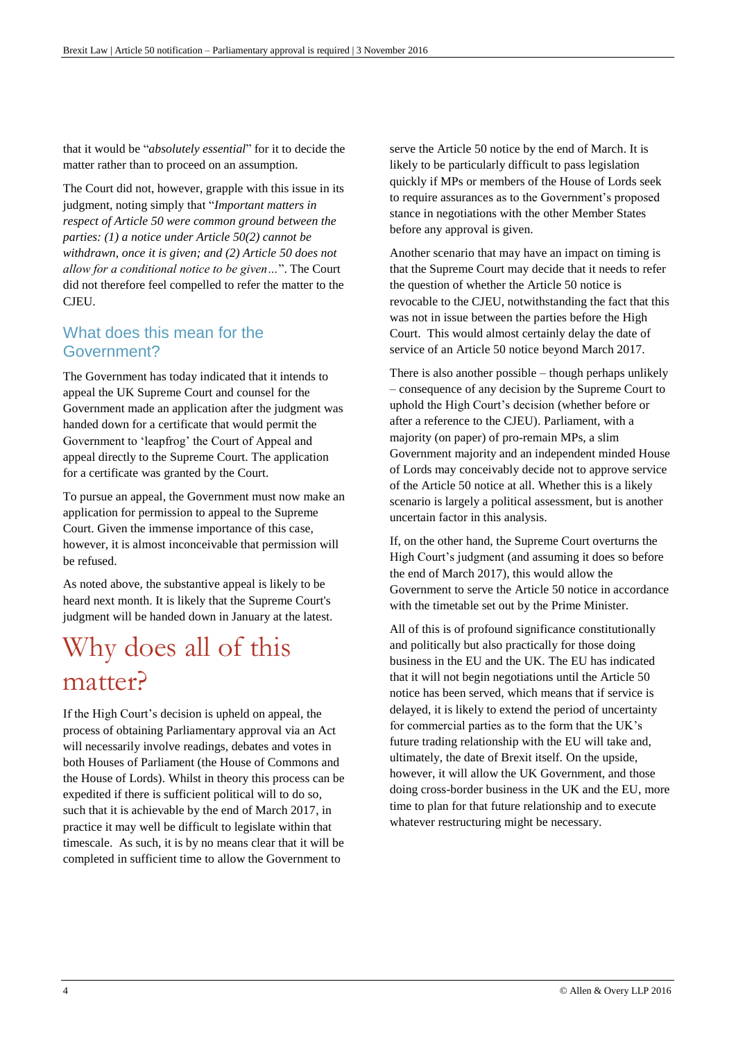that it would be "*absolutely essential*" for it to decide the matter rather than to proceed on an assumption.

The Court did not, however, grapple with this issue in its judgment, noting simply that "*Important matters in respect of Article 50 were common ground between the parties: (1) a notice under Article 50(2) cannot be withdrawn, once it is given; and (2) Article 50 does not allow for a conditional notice to be given…*". The Court did not therefore feel compelled to refer the matter to the CJEU.

## What does this mean for the Government?

The Government has today indicated that it intends to appeal the UK Supreme Court and counsel for the Government made an application after the judgment was handed down for a certificate that would permit the Government to 'leapfrog' the Court of Appeal and appeal directly to the Supreme Court. The application for a certificate was granted by the Court.

To pursue an appeal, the Government must now make an application for permission to appeal to the Supreme Court. Given the immense importance of this case, however, it is almost inconceivable that permission will be refused.

As noted above, the substantive appeal is likely to be heard next month. It is likely that the Supreme Court's judgment will be handed down in January at the latest.

# Why does all of this matter?

If the High Court's decision is upheld on appeal, the process of obtaining Parliamentary approval via an Act will necessarily involve readings, debates and votes in both Houses of Parliament (the House of Commons and the House of Lords). Whilst in theory this process can be expedited if there is sufficient political will to do so, such that it is achievable by the end of March 2017, in practice it may well be difficult to legislate within that timescale. As such, it is by no means clear that it will be completed in sufficient time to allow the Government to serve the Article 50 notice by the end of March. It is likely to be particularly difficult to pass legislation quickly if MPs or members of the House of Lords seek to require assurances as to the Government's proposed stance in negotiations with the other Member States before any approval is given.

Another scenario that may have an impact on timing is that the Supreme Court may decide that it needs to refer the question of whether the Article 50 notice is revocable to the CJEU, notwithstanding the fact that this was not in issue between the parties before the High Court. This would almost certainly delay the date of service of an Article 50 notice beyond March 2017.

There is also another possible – though perhaps unlikely – consequence of any decision by the Supreme Court to uphold the High Court's decision (whether before or after a reference to the CJEU). Parliament, with a majority (on paper) of pro-remain MPs, a slim Government majority and an independent minded House of Lords may conceivably decide not to approve service of the Article 50 notice at all. Whether this is a likely scenario is largely a political assessment, but is another uncertain factor in this analysis.

If, on the other hand, the Supreme Court overturns the High Court's judgment (and assuming it does so before the end of March 2017), this would allow the Government to serve the Article 50 notice in accordance with the timetable set out by the Prime Minister.

All of this is of profound significance constitutionally and politically but also practically for those doing business in the EU and the UK. The EU has indicated that it will not begin negotiations until the Article 50 notice has been served, which means that if service is delayed, it is likely to extend the period of uncertainty for commercial parties as to the form that the UK's future trading relationship with the EU will take and, ultimately, the date of Brexit itself. On the upside, however, it will allow the UK Government, and those doing cross-border business in the UK and the EU, more time to plan for that future relationship and to execute whatever restructuring might be necessary.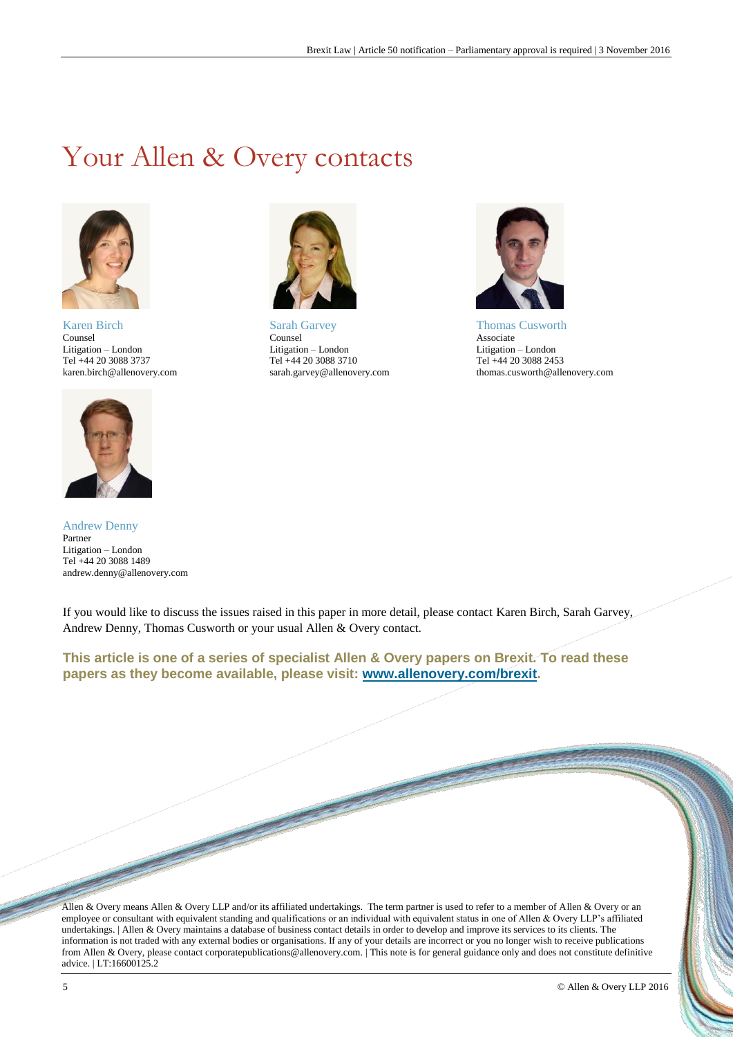# Your Allen & Overy contacts

Karen Birch
Counsel
Litigation – London
Tel +44 20 3088 3737
karen.birch@allenovery.com

Sarah Garvey
Counsel
Litigation – London
Tel +44 20 3088 3710
sarah.garvey@allenovery.com

Thomas Cusworth
Associate
Litigation – London
Tel +44 20 3088 2453
thomas.cusworth@allenovery.com

Andrew Denny
Partner
Litigation – London
Tel +44 20 3088 1489
andrew.denny@allenovery.com

If you would like to discuss the issues raised in this paper in more detail, please contact Karen Birch, Sarah Garvey, Andrew Denny, Thomas Cusworth or your usual Allen & Overy contact.

**This article is one of a series of specialist Allen & Overy papers on Brexit. To read these papers as they become available, please visit: [www.allenovery.com/brexit](www.allenovery.com/brexit).**

Allen & Overy means Allen & Overy LLP and/or its affiliated undertakings. The term partner is used to refer to a member of Allen & Overy or an employee or consultant with equivalent standing and qualifications or an individual with equivalent status in one of Allen & Overy LLP's affiliated undertakings. | Allen & Overy maintains a database of business contact details in order to develop and improve its services to its clients. The information is not traded with any external bodies or organisations. If any of your details are incorrect or you no longer wish to receive publications from Allen & Overy, please contact corporatepublications@allenovery.com. | This note is for general guidance only and does not constitute definitive advice. | LT:16600125.2

© Allen & Overy LLP 2016